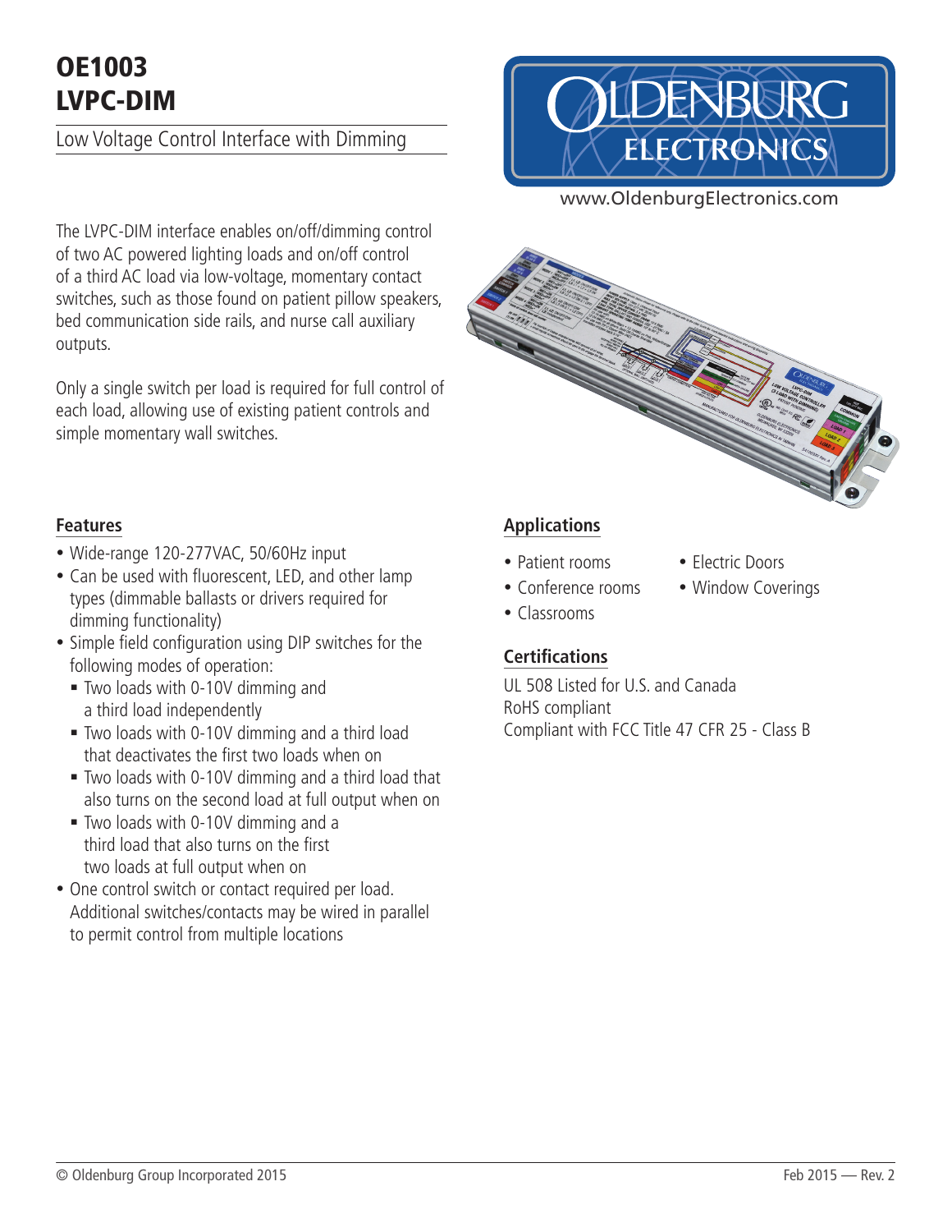# OE1003
# LVPC-DIM

Low Voltage Control Interface with Dimming

www.OldenburgElectronics.com

The LVPC-DIM interface enables on/off/dimming control of two AC powered lighting loads and on/off control of a third AC load via low-voltage, momentary contact switches, such as those found on patient pillow speakers, bed communication side rails, and nurse call auxiliary outputs.

Only a single switch per load is required for full control of each load, allowing use of existing patient controls and simple momentary wall switches.

## Features

- Wide-range 120-277VAC, 50/60Hz input
- Can be used with fluorescent, LED, and other lamp types (dimmable ballasts or drivers required for dimming functionality)
- Simple field configuration using DIP switches for the following modes of operation:
  - Two loads with 0-10V dimming and a third load independently
  - Two loads with 0-10V dimming and a third load that deactivates the first two loads when on
  - Two loads with 0-10V dimming and a third load that also turns on the second load at full output when on
  - Two loads with 0-10V dimming and a third load that also turns on the first two loads at full output when on
- One control switch or contact required per load. Additional switches/contacts may be wired in parallel to permit control from multiple locations

## Applications

- Patient rooms
- Conference rooms
- Classrooms
- Electric Doors
- Window Coverings

## Certifications

UL 508 Listed for U.S. and Canada
RoHS compliant
Compliant with FCC Title 47 CFR 25 - Class B

© Oldenburg Group Incorporated 2015 Feb 2015 — Rev. 2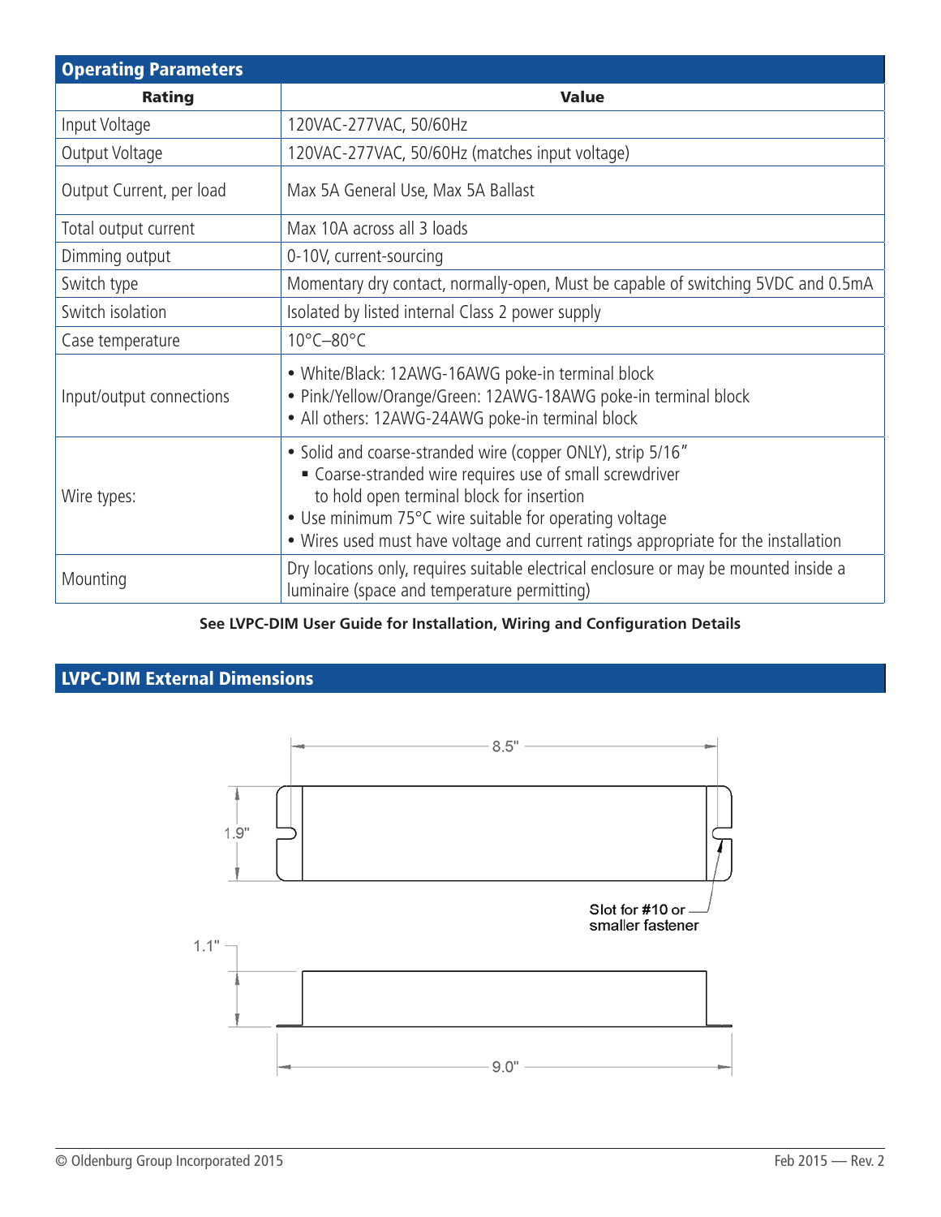## Operating Parameters

| Rating | Value |
|---|---|
| Input Voltage | 120VAC-277VAC, 50/60Hz |
| Output Voltage | 120VAC-277VAC, 50/60Hz (matches input voltage) |
| Output Current, per load | Max 5A General Use, Max 5A Ballast |
| Total output current | Max 10A across all 3 loads |
| Dimming output | 0-10V, current-sourcing |
| Switch type | Momentary dry contact, normally-open, Must be capable of switching 5VDC and 0.5mA |
| Switch isolation | Isolated by listed internal Class 2 power supply |
| Case temperature | 10°C–80°C |
| Input/output connections | • White/Black: 12AWG-16AWG poke-in terminal block<br>• Pink/Yellow/Orange/Green: 12AWG-18AWG poke-in terminal block<br>• All others: 12AWG-24AWG poke-in terminal block |
| Wire types: | • Solid and coarse-stranded wire (copper ONLY), strip 5/16"<br>▪ Coarse-stranded wire requires use of small screwdriver to hold open terminal block for insertion<br>• Use minimum 75°C wire suitable for operating voltage<br>• Wires used must have voltage and current ratings appropriate for the installation |
| Mounting | Dry locations only, requires suitable electrical enclosure or may be mounted inside a luminaire (space and temperature permitting) |

**See LVPC-DIM User Guide for Installation, Wiring and Configuration Details**

## LVPC-DIM External Dimensions

8.5"

1.9"

Slot for #10 or smaller fastener

1.1"

9.0"